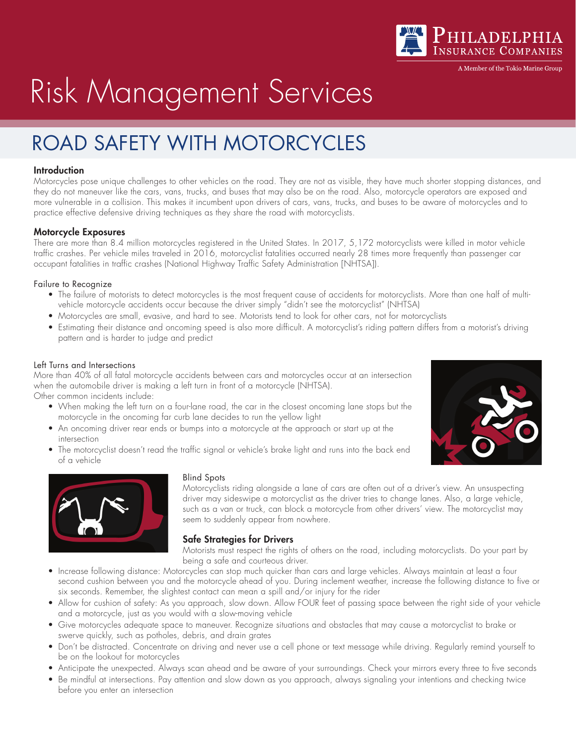# Risk Management Services

## ROAD SAFETY WITH MOTORCYCLES

### Introduction

Motorcycles pose unique challenges to other vehicles on the road. They are not as visible, they have much shorter stopping distances, and they do not maneuver like the cars, vans, trucks, and buses that may also be on the road. Also, motorcycle operators are exposed and more vulnerable in a collision. This makes it incumbent upon drivers of cars, vans, trucks, and buses to be aware of motorcycles and to practice effective defensive driving techniques as they share the road with motorcyclists.

### Motorcycle Exposures

There are more than 8.4 million motorcycles registered in the United States. In 2017, 5,172 motorcyclists were killed in motor vehicle traffic crashes. Per vehicle miles traveled in 2016, motorcyclist fatalities occurred nearly 28 times more frequently than passenger car occupant fatalities in traffic crashes (National Highway Traffic Safety Administration [NHTSA]).

#### Failure to Recognize

- The failure of motorists to detect motorcycles is the most frequent cause of accidents for motorcyclists. More than one half of multi-vehicle motorcycle accidents occur because the driver simply "didn't see the motorcyclist" (NHTSA)
- Motorcycles are small, evasive, and hard to see. Motorists tend to look for other cars, not for motorcyclists
- Estimating their distance and oncoming speed is also more difficult. A motorcyclist's riding pattern differs from a motorist's driving pattern and is harder to judge and predict

#### Left Turns and Intersections

More than 40% of all fatal motorcycle accidents between cars and motorcycles occur at an intersection when the automobile driver is making a left turn in front of a motorcycle (NHTSA).
Other common incidents include:

- When making the left turn on a four-lane road, the car in the closest oncoming lane stops but the motorcycle in the oncoming far curb lane decides to run the yellow light
- An oncoming driver rear ends or bumps into a motorcycle at the approach or start up at the intersection
- The motorcyclist doesn't read the traffic signal or vehicle's brake light and runs into the back end of a vehicle

#### Blind Spots

Motorcyclists riding alongside a lane of cars are often out of a driver's view. An unsuspecting driver may sideswipe a motorcyclist as the driver tries to change lanes. Also, a large vehicle, such as a van or truck, can block a motorcycle from other drivers' view. The motorcyclist may seem to suddenly appear from nowhere.

### Safe Strategies for Drivers

Motorists must respect the rights of others on the road, including motorcyclists. Do your part by being a safe and courteous driver.

- Increase following distance: Motorcycles can stop much quicker than cars and large vehicles. Always maintain at least a four second cushion between you and the motorcycle ahead of you. During inclement weather, increase the following distance to five or six seconds. Remember, the slightest contact can mean a spill and/or injury for the rider
- Allow for cushion of safety: As you approach, slow down. Allow FOUR feet of passing space between the right side of your vehicle and a motorcycle, just as you would with a slow-moving vehicle
- Give motorcycles adequate space to maneuver. Recognize situations and obstacles that may cause a motorcyclist to brake or swerve quickly, such as potholes, debris, and drain grates
- Don't be distracted. Concentrate on driving and never use a cell phone or text message while driving. Regularly remind yourself to be on the lookout for motorcycles
- Anticipate the unexpected. Always scan ahead and be aware of your surroundings. Check your mirrors every three to five seconds
- Be mindful at intersections. Pay attention and slow down as you approach, always signaling your intentions and checking twice before you enter an intersection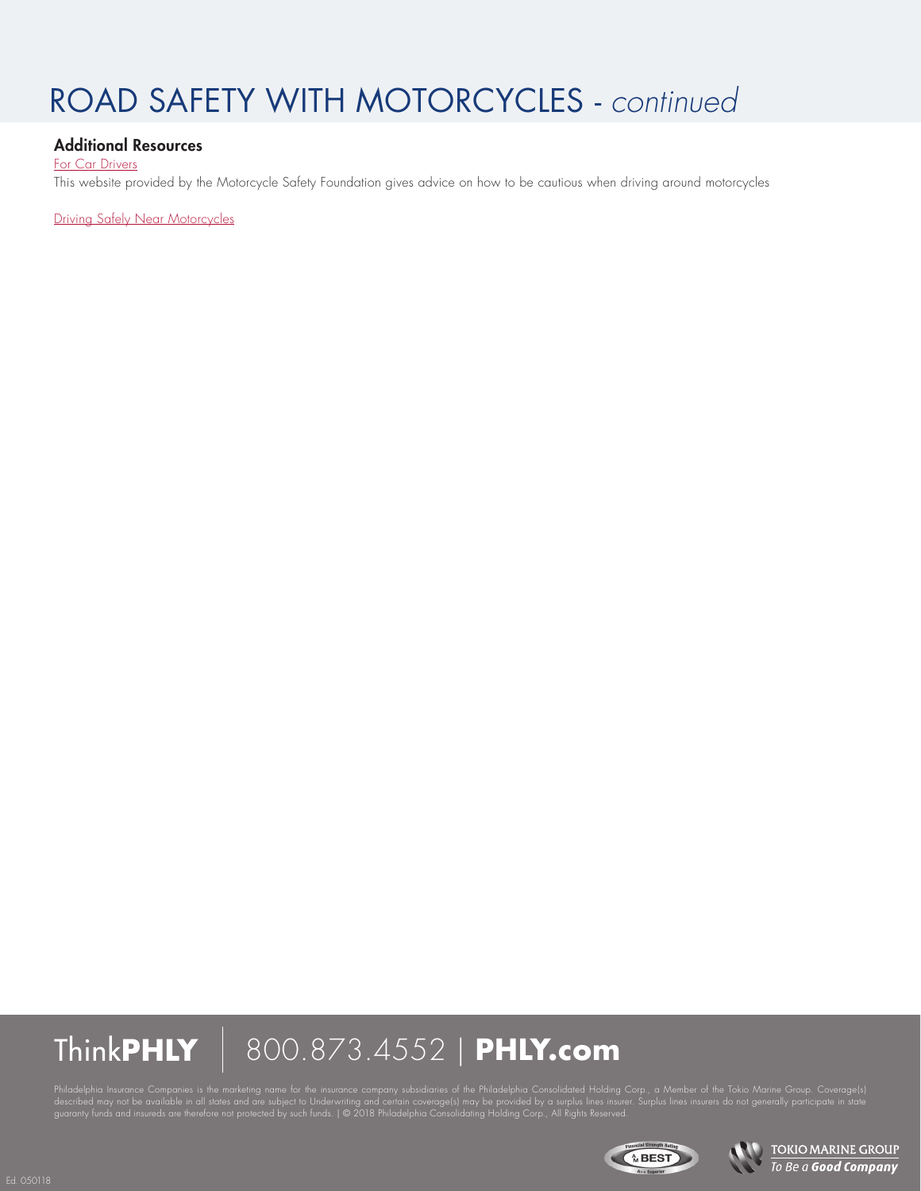# ROAD SAFETY WITH MOTORCYCLES - *continued*

### Additional Resources

For Car Drivers

This website provided by the Motorcycle Safety Foundation gives advice on how to be cautious when driving around motorcycles

Driving Safely Near Motorcycles

Think**PHLY** | 800.873.4552 | **PHLY.com**

Philadelphia Insurance Companies is the marketing name for the insurance company subsidiaries of the Philadelphia Consolidated Holding Corp., a Member of the Tokio Marine Group. Coverage(s) described may not be available in all states and are subject to Underwriting and certain coverage(s) may be provided by a surplus lines insurer. Surplus lines insurers do not generally participate in state guaranty funds and insureds are therefore not protected by such funds. | © 2018 Philadelphia Consolidating Holding Corp., All Rights Reserved.

TOKIO MARINE GROUP
*To Be a **Good Company***

Ed. 050118